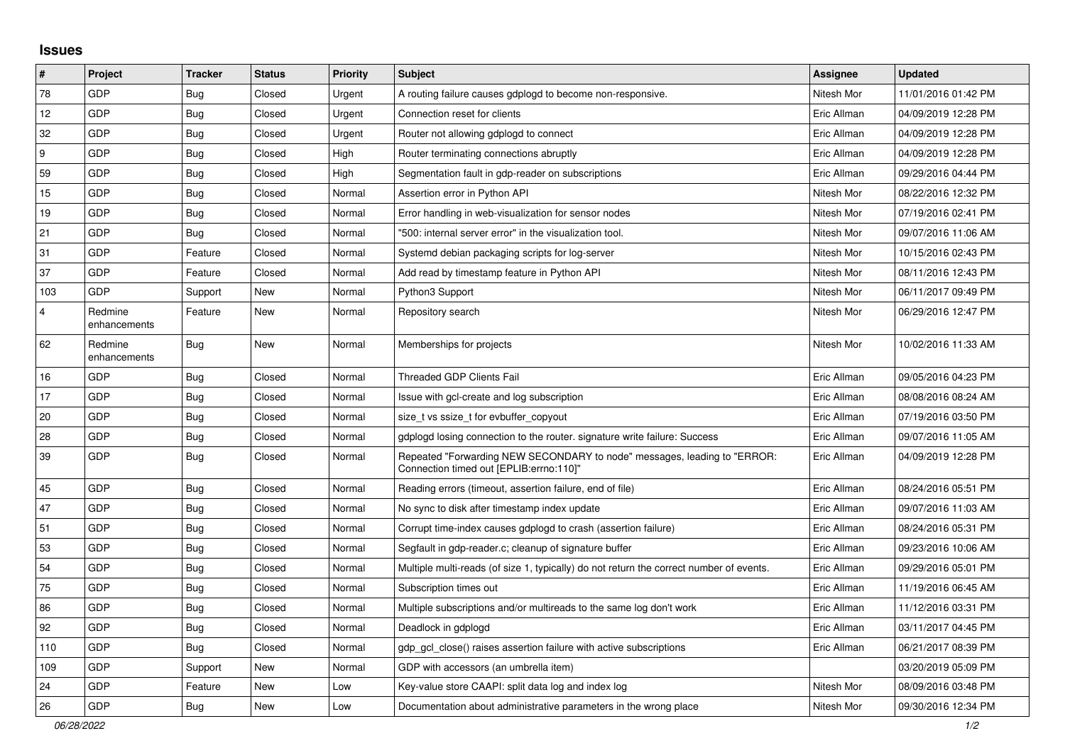## Issues

| # | Project | Tracker | Status | Priority | Subject | Assignee | Updated |
|---|---|---|---|---|---|---|---|
| 78 | GDP | Bug | Closed | Urgent | A routing failure causes gdplogd to become non-responsive. | Nitesh Mor | 11/01/2016 01:42 PM |
| 12 | GDP | Bug | Closed | Urgent | Connection reset for clients | Eric Allman | 04/09/2019 12:28 PM |
| 32 | GDP | Bug | Closed | Urgent | Router not allowing gdplogd to connect | Eric Allman | 04/09/2019 12:28 PM |
| 9 | GDP | Bug | Closed | High | Router terminating connections abruptly | Eric Allman | 04/09/2019 12:28 PM |
| 59 | GDP | Bug | Closed | High | Segmentation fault in gdp-reader on subscriptions | Eric Allman | 09/29/2016 04:44 PM |
| 15 | GDP | Bug | Closed | Normal | Assertion error in Python API | Nitesh Mor | 08/22/2016 12:32 PM |
| 19 | GDP | Bug | Closed | Normal | Error handling in web-visualization for sensor nodes | Nitesh Mor | 07/19/2016 02:41 PM |
| 21 | GDP | Bug | Closed | Normal | "500: internal server error" in the visualization tool. | Nitesh Mor | 09/07/2016 11:06 AM |
| 31 | GDP | Feature | Closed | Normal | Systemd debian packaging scripts for log-server | Nitesh Mor | 10/15/2016 02:43 PM |
| 37 | GDP | Feature | Closed | Normal | Add read by timestamp feature in Python API | Nitesh Mor | 08/11/2016 12:43 PM |
| 103 | GDP | Support | New | Normal | Python3 Support | Nitesh Mor | 06/11/2017 09:49 PM |
| 4 | Redmine enhancements | Feature | New | Normal | Repository search | Nitesh Mor | 06/29/2016 12:47 PM |
| 62 | Redmine enhancements | Bug | New | Normal | Memberships for projects | Nitesh Mor | 10/02/2016 11:33 AM |
| 16 | GDP | Bug | Closed | Normal | Threaded GDP Clients Fail | Eric Allman | 09/05/2016 04:23 PM |
| 17 | GDP | Bug | Closed | Normal | Issue with gcl-create and log subscription | Eric Allman | 08/08/2016 08:24 AM |
| 20 | GDP | Bug | Closed | Normal | size_t vs ssize_t for evbuffer_copyout | Eric Allman | 07/19/2016 03:50 PM |
| 28 | GDP | Bug | Closed | Normal | gdplogd losing connection to the router. signature write failure: Success | Eric Allman | 09/07/2016 11:05 AM |
| 39 | GDP | Bug | Closed | Normal | Repeated "Forwarding NEW SECONDARY to node" messages, leading to "ERROR: Connection timed out [EPLIB:errno:110]" | Eric Allman | 04/09/2019 12:28 PM |
| 45 | GDP | Bug | Closed | Normal | Reading errors (timeout, assertion failure, end of file) | Eric Allman | 08/24/2016 05:51 PM |
| 47 | GDP | Bug | Closed | Normal | No sync to disk after timestamp index update | Eric Allman | 09/07/2016 11:03 AM |
| 51 | GDP | Bug | Closed | Normal | Corrupt time-index causes gdplogd to crash (assertion failure) | Eric Allman | 08/24/2016 05:31 PM |
| 53 | GDP | Bug | Closed | Normal | Segfault in gdp-reader.c; cleanup of signature buffer | Eric Allman | 09/23/2016 10:06 AM |
| 54 | GDP | Bug | Closed | Normal | Multiple multi-reads (of size 1, typically) do not return the correct number of events. | Eric Allman | 09/29/2016 05:01 PM |
| 75 | GDP | Bug | Closed | Normal | Subscription times out | Eric Allman | 11/19/2016 06:45 AM |
| 86 | GDP | Bug | Closed | Normal | Multiple subscriptions and/or multireads to the same log don't work | Eric Allman | 11/12/2016 03:31 PM |
| 92 | GDP | Bug | Closed | Normal | Deadlock in gdplogd | Eric Allman | 03/11/2017 04:45 PM |
| 110 | GDP | Bug | Closed | Normal | gdp_gcl_close() raises assertion failure with active subscriptions | Eric Allman | 06/21/2017 08:39 PM |
| 109 | GDP | Support | New | Normal | GDP with accessors (an umbrella item) | | 03/20/2019 05:09 PM |
| 24 | GDP | Feature | New | Low | Key-value store CAAPI: split data log and index log | Nitesh Mor | 08/09/2016 03:48 PM |
| 26 | GDP | Bug | New | Low | Documentation about administrative parameters in the wrong place | Nitesh Mor | 09/30/2016 12:34 PM |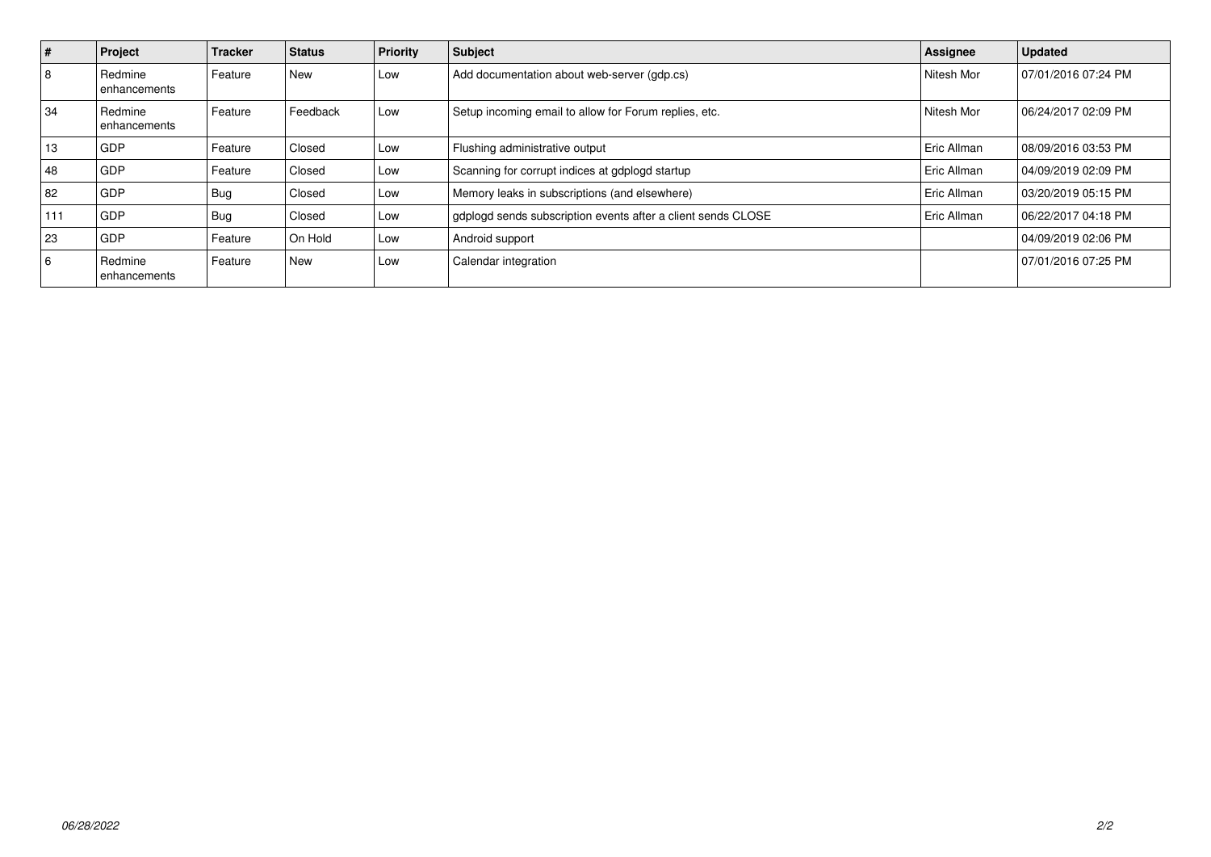| # | Project | Tracker | Status | Priority | Subject | Assignee | Updated |
|---|---|---|---|---|---|---|---|
| 8 | Redmine enhancements | Feature | New | Low | Add documentation about web-server (gdp.cs) | Nitesh Mor | 07/01/2016 07:24 PM |
| 34 | Redmine enhancements | Feature | Feedback | Low | Setup incoming email to allow for Forum replies, etc. | Nitesh Mor | 06/24/2017 02:09 PM |
| 13 | GDP | Feature | Closed | Low | Flushing administrative output | Eric Allman | 08/09/2016 03:53 PM |
| 48 | GDP | Feature | Closed | Low | Scanning for corrupt indices at gdplogd startup | Eric Allman | 04/09/2019 02:09 PM |
| 82 | GDP | Bug | Closed | Low | Memory leaks in subscriptions (and elsewhere) | Eric Allman | 03/20/2019 05:15 PM |
| 111 | GDP | Bug | Closed | Low | gdplogd sends subscription events after a client sends CLOSE | Eric Allman | 06/22/2017 04:18 PM |
| 23 | GDP | Feature | On Hold | Low | Android support | | 04/09/2019 02:06 PM |
| 6 | Redmine enhancements | Feature | New | Low | Calendar integration | | 07/01/2016 07:25 PM |